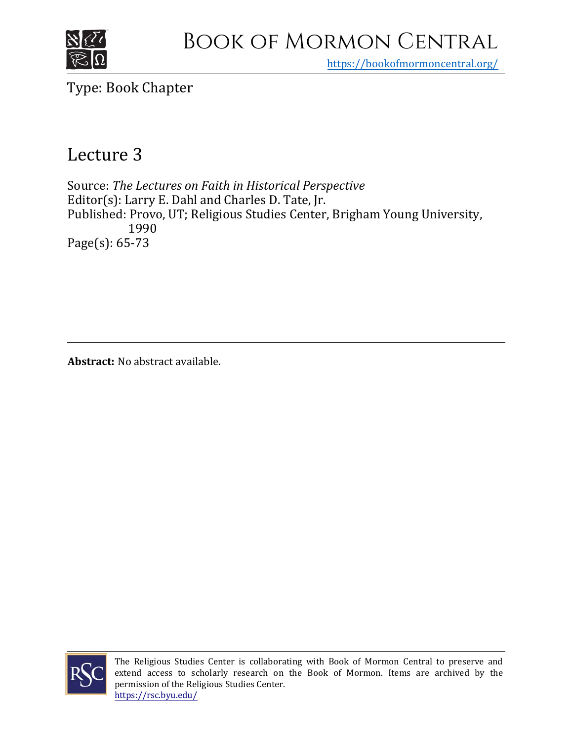# Book of Mormon Central

https://bookofmormoncentral.org/

Type: Book Chapter

## Lecture 3

Source: *The Lectures on Faith in Historical Perspective*
Editor(s): Larry E. Dahl and Charles D. Tate, Jr.
Published: Provo, UT; Religious Studies Center, Brigham Young University, 1990
Page(s): 65-73

**Abstract:** No abstract available.

The Religious Studies Center is collaborating with Book of Mormon Central to preserve and extend access to scholarly research on the Book of Mormon. Items are archived by the permission of the Religious Studies Center.
https://rsc.byu.edu/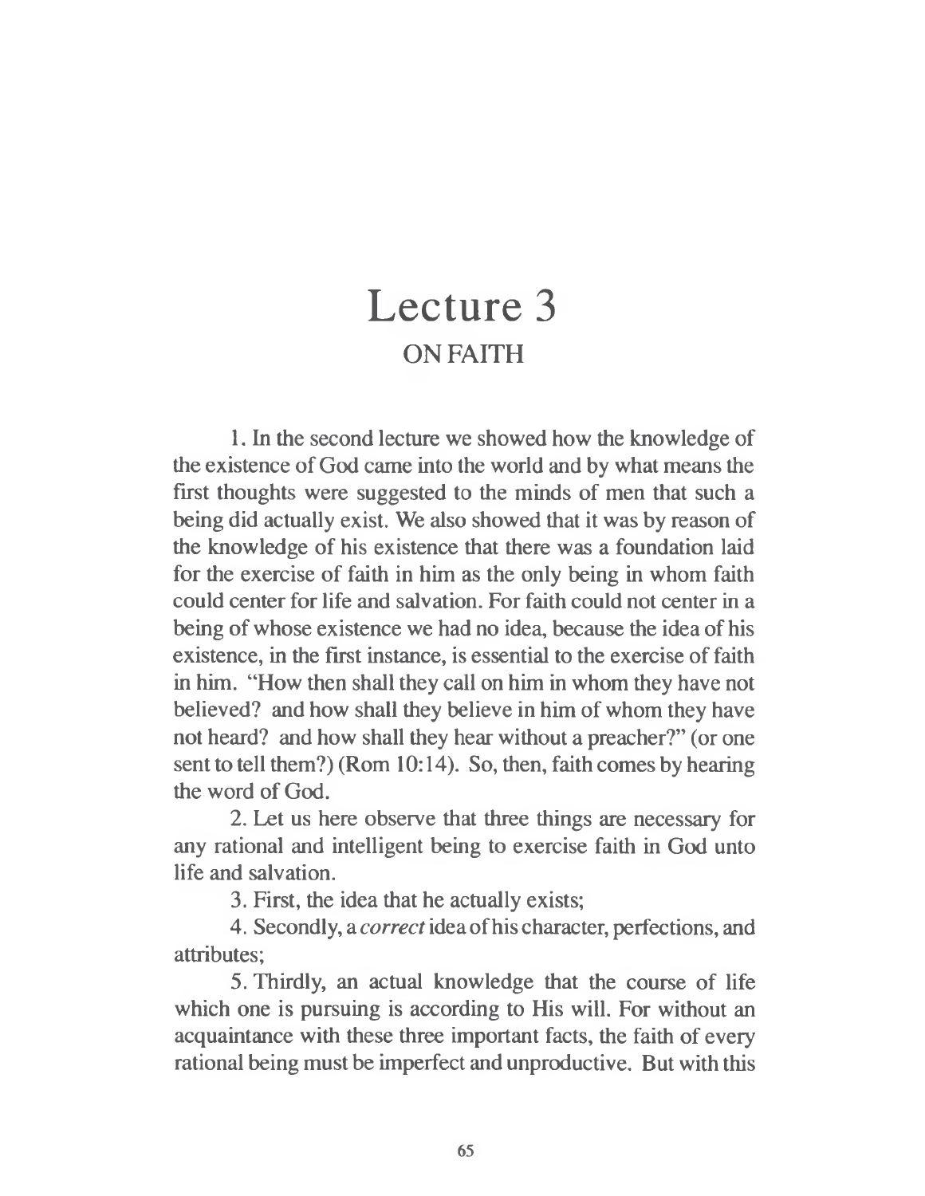# Lecture 3

## ON FAITH

1. In the second lecture we showed how the knowledge of the existence of God came into the world and by what means the first thoughts were suggested to the minds of men that such a being did actually exist. We also showed that it was by reason of the knowledge of his existence that there was a foundation laid for the exercise of faith in him as the only being in whom faith could center for life and salvation. For faith could not center in a being of whose existence we had no idea, because the idea of his existence, in the first instance, is essential to the exercise of faith in him. "How then shall they call on him in whom they have not believed? and how shall they believe in him of whom they have not heard? and how shall they hear without a preacher?" (or one sent to tell them?) (Rom 10:14). So, then, faith comes by hearing the word of God.

2. Let us here observe that three things are necessary for any rational and intelligent being to exercise faith in God unto life and salvation.

3. First, the idea that he actually exists;

4. Secondly, a *correct* idea of his character, perfections, and attributes;

5. Thirdly, an actual knowledge that the course of life which one is pursuing is according to His will. For without an acquaintance with these three important facts, the faith of every rational being must be imperfect and unproductive. But with this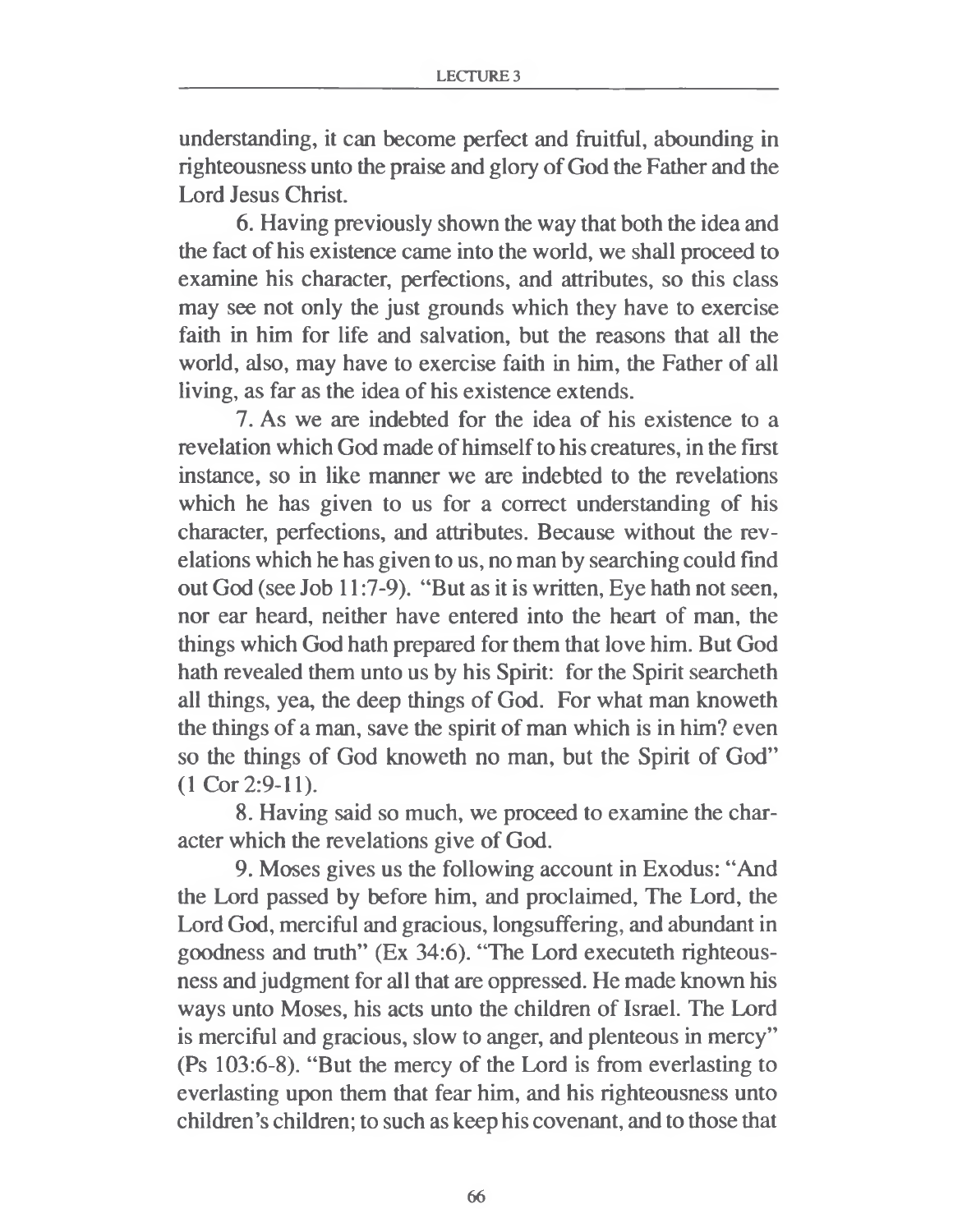understanding, it can become perfect and fruitful, abounding in righteousness unto the praise and glory of God the Father and the Lord Jesus Christ.

6. Having previously shown the way that both the idea and the fact of his existence came into the world, we shall proceed to examine his character, perfections, and attributes, so this class may see not only the just grounds which they have to exercise faith in him for life and salvation, but the reasons that all the world, also, may have to exercise faith in him, the Father of all living, as far as the idea of his existence extends.

7. As we are indebted for the idea of his existence to a revelation which God made of himself to his creatures, in the first instance, so in like manner we are indebted to the revelations which he has given to us for a correct understanding of his character, perfections, and attributes. Because without the revelations which he has given to us, no man by searching could find out God (see Job 11:7-9). "But as it is written, Eye hath not seen, nor ear heard, neither have entered into the heart of man, the things which God hath prepared for them that love him. But God hath revealed them unto us by his Spirit: for the Spirit searcheth all things, yea, the deep things of God. For what man knoweth the things of a man, save the spirit of man which is in him? even so the things of God knoweth no man, but the Spirit of God" (1 Cor 2:9-11).

8. Having said so much, we proceed to examine the character which the revelations give of God.

9. Moses gives us the following account in Exodus: "And the Lord passed by before him, and proclaimed, The Lord, the Lord God, merciful and gracious, longsuffering, and abundant in goodness and truth" (Ex 34:6). "The Lord executeth righteousness and judgment for all that are oppressed. He made known his ways unto Moses, his acts unto the children of Israel. The Lord is merciful and gracious, slow to anger, and plenteous in mercy" (Ps 103:6-8). "But the mercy of the Lord is from everlasting to everlasting upon them that fear him, and his righteousness unto children's children; to such as keep his covenant, and to those that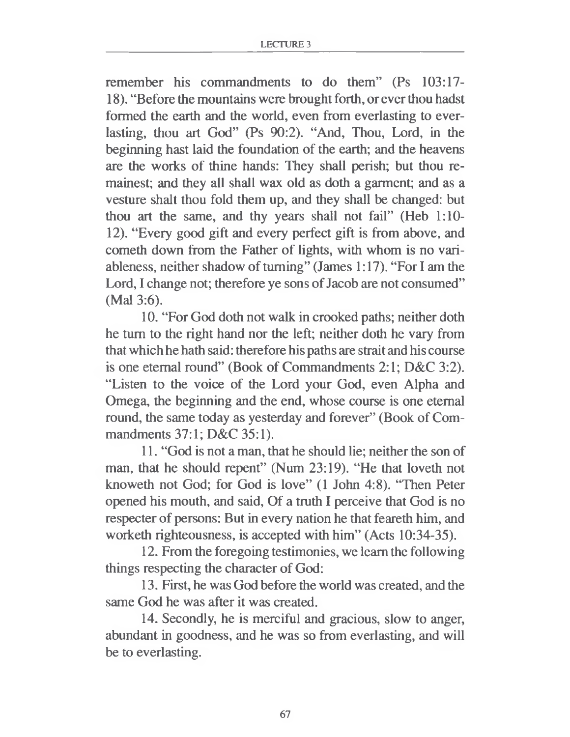remember his commandments to do them" (Ps 103:17-18). "Before the mountains were brought forth, or ever thou hadst formed the earth and the world, even from everlasting to everlasting, thou art God" (Ps 90:2). "And, Thou, Lord, in the beginning hast laid the foundation of the earth; and the heavens are the works of thine hands: They shall perish; but thou remainest; and they all shall wax old as doth a garment; and as a vesture shalt thou fold them up, and they shall be changed: but thou art the same, and thy years shall not fail" (Heb 1:10-12). "Every good gift and every perfect gift is from above, and cometh down from the Father of lights, with whom is no variableness, neither shadow of turning" (James 1:17). "For I am the Lord, I change not; therefore ye sons of Jacob are not consumed" (Mal 3:6).

10. "For God doth not walk in crooked paths; neither doth he turn to the right hand nor the left; neither doth he vary from that which he hath said: therefore his paths are strait and his course is one eternal round" (Book of Commandments 2:1; D&C 3:2). "Listen to the voice of the Lord your God, even Alpha and Omega, the beginning and the end, whose course is one eternal round, the same today as yesterday and forever" (Book of Commandments 37:1; D&C 35:1).

11. "God is not a man, that he should lie; neither the son of man, that he should repent" (Num 23:19). "He that loveth not knoweth not God; for God is love" (1 John 4:8). "Then Peter opened his mouth, and said, Of a truth I perceive that God is no respecter of persons: But in every nation he that feareth him, and worketh righteousness, is accepted with him" (Acts 10:34-35).

12. From the foregoing testimonies, we learn the following things respecting the character of God:

13. First, he was God before the world was created, and the same God he was after it was created.

14. Secondly, he is merciful and gracious, slow to anger, abundant in goodness, and he was so from everlasting, and will be to everlasting.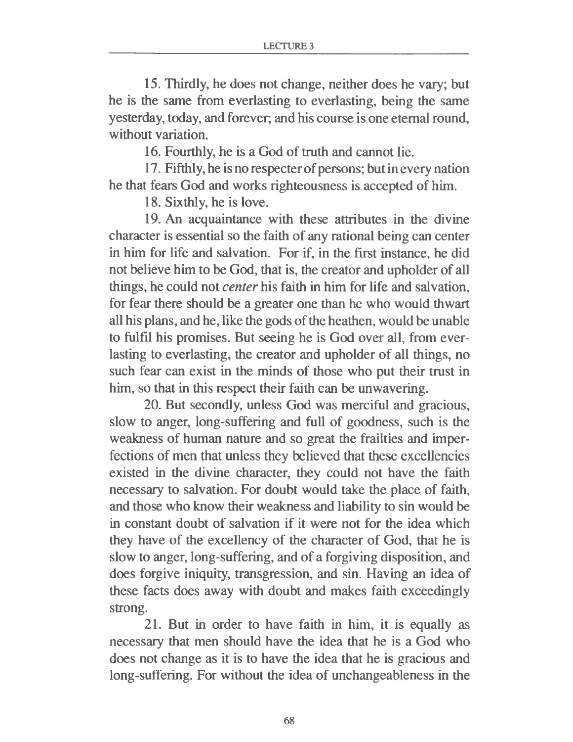15. Thirdly, he does not change, neither does he vary; but he is the same from everlasting to everlasting, being the same yesterday, today, and forever; and his course is one eternal round, without variation.

16. Fourthly, he is a God of truth and cannot lie.

17. Fifthly, he is no respecter of persons; but in every nation he that fears God and works righteousness is accepted of him.

18. Sixthly, he is love.

19. An acquaintance with these attributes in the divine character is essential so the faith of any rational being can center in him for life and salvation. For if, in the first instance, he did not believe him to be God, that is, the creator and upholder of all things, he could not *center* his faith in him for life and salvation, for fear there should be a greater one than he who would thwart all his plans, and he, like the gods of the heathen, would be unable to fulfil his promises. But seeing he is God over all, from everlasting to everlasting, the creator and upholder of all things, no such fear can exist in the minds of those who put their trust in him, so that in this respect their faith can be unwavering.

20. But secondly, unless God was merciful and gracious, slow to anger, long-suffering and full of goodness, such is the weakness of human nature and so great the frailties and imperfections of men that unless they believed that these excellencies existed in the divine character, they could not have the faith necessary to salvation. For doubt would take the place of faith, and those who know their weakness and liability to sin would be in constant doubt of salvation if it were not for the idea which they have of the excellency of the character of God, that he is slow to anger, long-suffering, and of a forgiving disposition, and does forgive iniquity, transgression, and sin. Having an idea of these facts does away with doubt and makes faith exceedingly strong.

21. But in order to have faith in him, it is equally as necessary that men should have the idea that he is a God who does not change as it is to have the idea that he is gracious and long-suffering. For without the idea of unchangeableness in the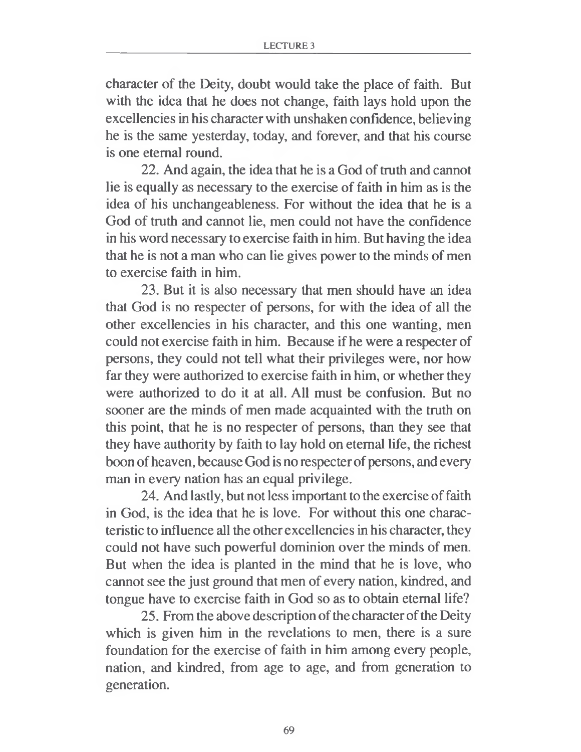character of the Deity, doubt would take the place of faith. But with the idea that he does not change, faith lays hold upon the excellencies in his character with unshaken confidence, believing he is the same yesterday, today, and forever, and that his course is one eternal round.

22. And again, the idea that he is a God of truth and cannot lie is equally as necessary to the exercise of faith in him as is the idea of his unchangeableness. For without the idea that he is a God of truth and cannot lie, men could not have the confidence in his word necessary to exercise faith in him. But having the idea that he is not a man who can lie gives power to the minds of men to exercise faith in him.

23. But it is also necessary that men should have an idea that God is no respecter of persons, for with the idea of all the other excellencies in his character, and this one wanting, men could not exercise faith in him. Because if he were a respecter of persons, they could not tell what their privileges were, nor how far they were authorized to exercise faith in him, or whether they were authorized to do it at all. All must be confusion. But no sooner are the minds of men made acquainted with the truth on this point, that he is no respecter of persons, than they see that they have authority by faith to lay hold on eternal life, the richest boon of heaven, because God is no respecter of persons, and every man in every nation has an equal privilege.

24. And lastly, but not less important to the exercise of faith in God, is the idea that he is love. For without this one characteristic to influence all the other excellencies in his character, they could not have such powerful dominion over the minds of men. But when the idea is planted in the mind that he is love, who cannot see the just ground that men of every nation, kindred, and tongue have to exercise faith in God so as to obtain eternal life?

25. From the above description of the character of the Deity which is given him in the revelations to men, there is a sure foundation for the exercise of faith in him among every people, nation, and kindred, from age to age, and from generation to generation.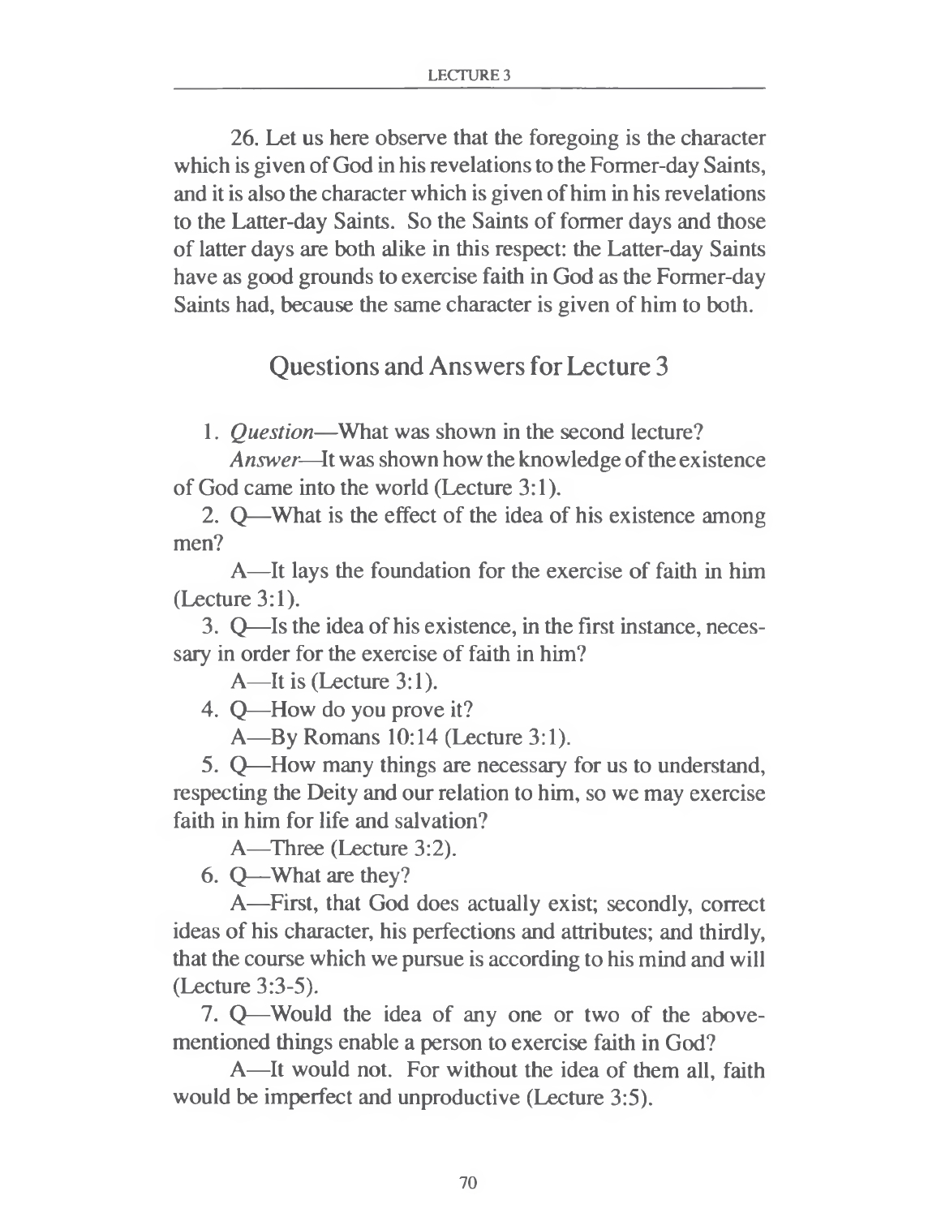26. Let us here observe that the foregoing is the character which is given of God in his revelations to the Former-day Saints, and it is also the character which is given of him in his revelations to the Latter-day Saints. So the Saints of former days and those of latter days are both alike in this respect: the Latter-day Saints have as good grounds to exercise faith in God as the Former-day Saints had, because the same character is given of him to both.

## Questions and Answers for Lecture 3

1. *Question*—What was shown in the second lecture?

   *Answer*—It was shown how the knowledge of the existence of God came into the world (Lecture 3:1).

2. Q—What is the effect of the idea of his existence among men?

   A—It lays the foundation for the exercise of faith in him (Lecture 3:1).

3. Q—Is the idea of his existence, in the first instance, necessary in order for the exercise of faith in him?

   A—It is (Lecture 3:1).

4. Q—How do you prove it?

   A—By Romans 10:14 (Lecture 3:1).

5. Q—How many things are necessary for us to understand, respecting the Deity and our relation to him, so we may exercise faith in him for life and salvation?

   A—Three (Lecture 3:2).

6. Q—What are they?

   A—First, that God does actually exist; secondly, correct ideas of his character, his perfections and attributes; and thirdly, that the course which we pursue is according to his mind and will (Lecture 3:3-5).

7. Q—Would the idea of any one or two of the above-mentioned things enable a person to exercise faith in God?

   A—It would not. For without the idea of them all, faith would be imperfect and unproductive (Lecture 3:5).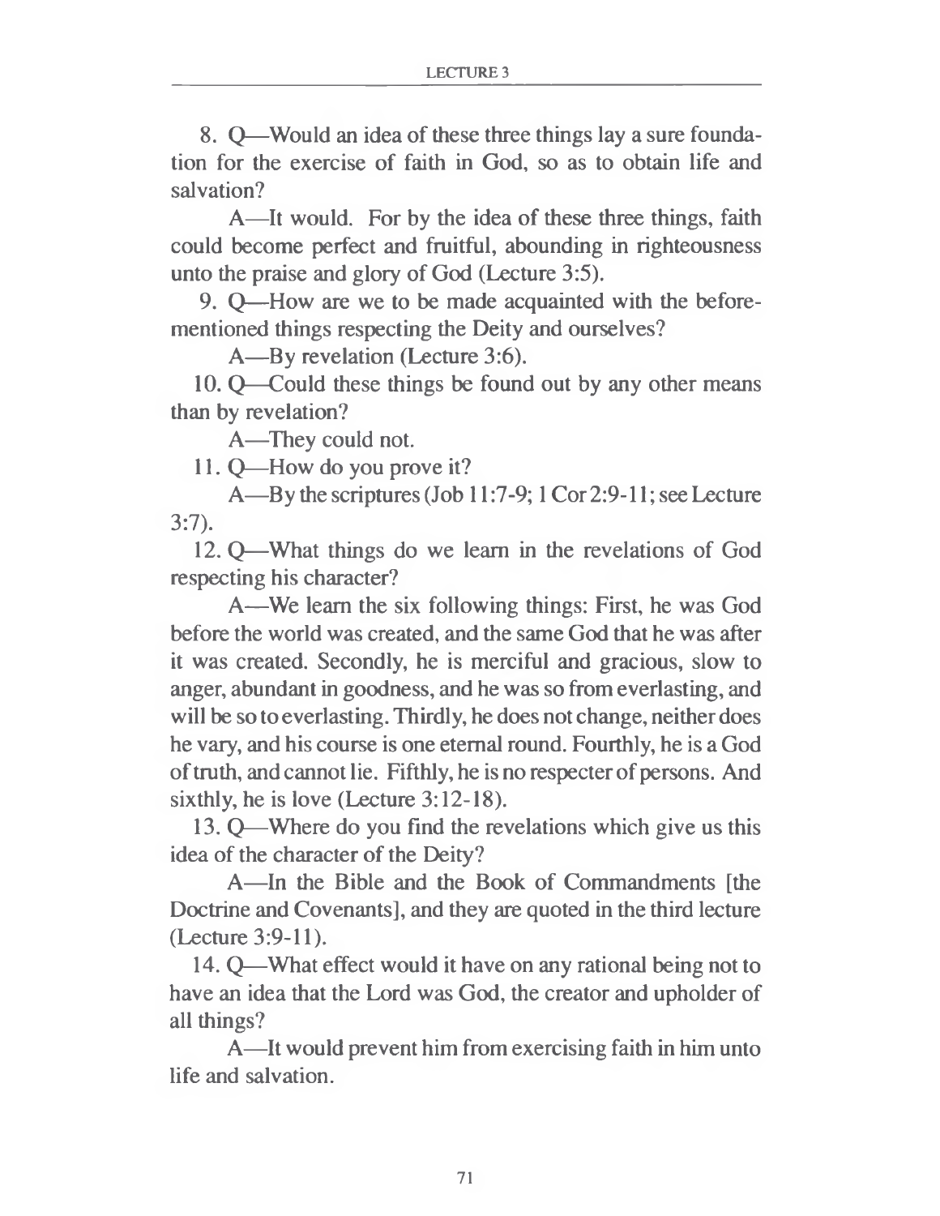8. Q—Would an idea of these three things lay a sure foundation for the exercise of faith in God, so as to obtain life and salvation?

A—It would. For by the idea of these three things, faith could become perfect and fruitful, abounding in righteousness unto the praise and glory of God (Lecture 3:5).

9. Q—How are we to be made acquainted with the before-mentioned things respecting the Deity and ourselves?

A—By revelation (Lecture 3:6).

10. Q—Could these things be found out by any other means than by revelation?

A—They could not.

11. Q—How do you prove it?

A—By the scriptures (Job 11:7-9; 1 Cor 2:9-11; see Lecture 3:7).

12. Q—What things do we learn in the revelations of God respecting his character?

A—We learn the six following things: First, he was God before the world was created, and the same God that he was after it was created. Secondly, he is merciful and gracious, slow to anger, abundant in goodness, and he was so from everlasting, and will be so to everlasting. Thirdly, he does not change, neither does he vary, and his course is one eternal round. Fourthly, he is a God of truth, and cannot lie. Fifthly, he is no respecter of persons. And sixthly, he is love (Lecture 3:12-18).

13. Q—Where do you find the revelations which give us this idea of the character of the Deity?

A—In the Bible and the Book of Commandments [the Doctrine and Covenants], and they are quoted in the third lecture (Lecture 3:9-11).

14. Q—What effect would it have on any rational being not to have an idea that the Lord was God, the creator and upholder of all things?

A—It would prevent him from exercising faith in him unto life and salvation.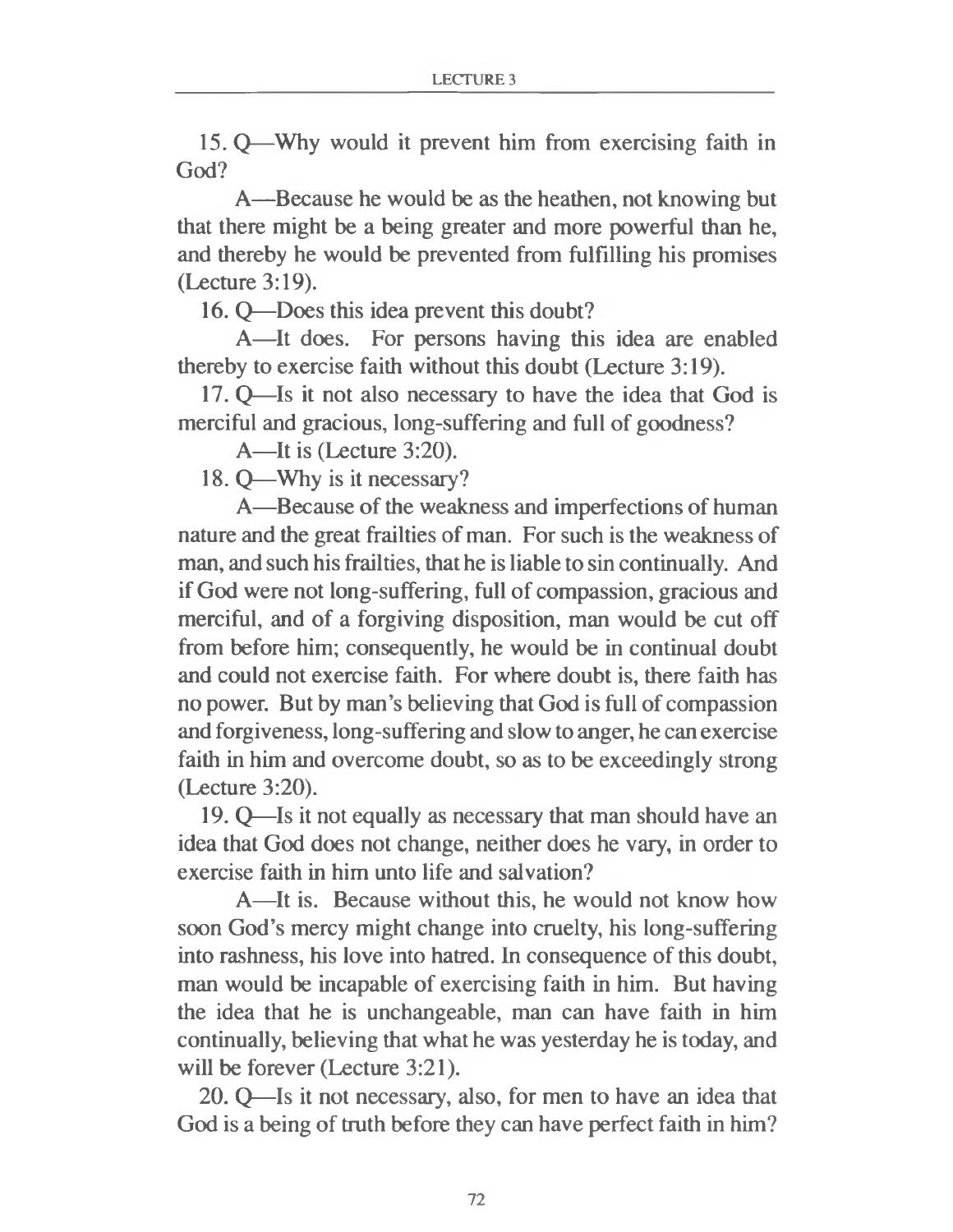15. Q—Why would it prevent him from exercising faith in God?

A—Because he would be as the heathen, not knowing but that there might be a being greater and more powerful than he, and thereby he would be prevented from fulfilling his promises (Lecture 3:19).

16. Q—Does this idea prevent this doubt?

A—It does. For persons having this idea are enabled thereby to exercise faith without this doubt (Lecture 3:19).

17. Q—Is it not also necessary to have the idea that God is merciful and gracious, long-suffering and full of goodness?

A—It is (Lecture 3:20).

18. Q—Why is it necessary?

A—Because of the weakness and imperfections of human nature and the great frailties of man. For such is the weakness of man, and such his frailties, that he is liable to sin continually. And if God were not long-suffering, full of compassion, gracious and merciful, and of a forgiving disposition, man would be cut off from before him; consequently, he would be in continual doubt and could not exercise faith. For where doubt is, there faith has no power. But by man's believing that God is full of compassion and forgiveness, long-suffering and slow to anger, he can exercise faith in him and overcome doubt, so as to be exceedingly strong (Lecture 3:20).

19. Q—Is it not equally as necessary that man should have an idea that God does not change, neither does he vary, in order to exercise faith in him unto life and salvation?

A—It is. Because without this, he would not know how soon God's mercy might change into cruelty, his long-suffering into rashness, his love into hatred. In consequence of this doubt, man would be incapable of exercising faith in him. But having the idea that he is unchangeable, man can have faith in him continually, believing that what he was yesterday he is today, and will be forever (Lecture 3:21).

20. Q—Is it not necessary, also, for men to have an idea that God is a being of truth before they can have perfect faith in him?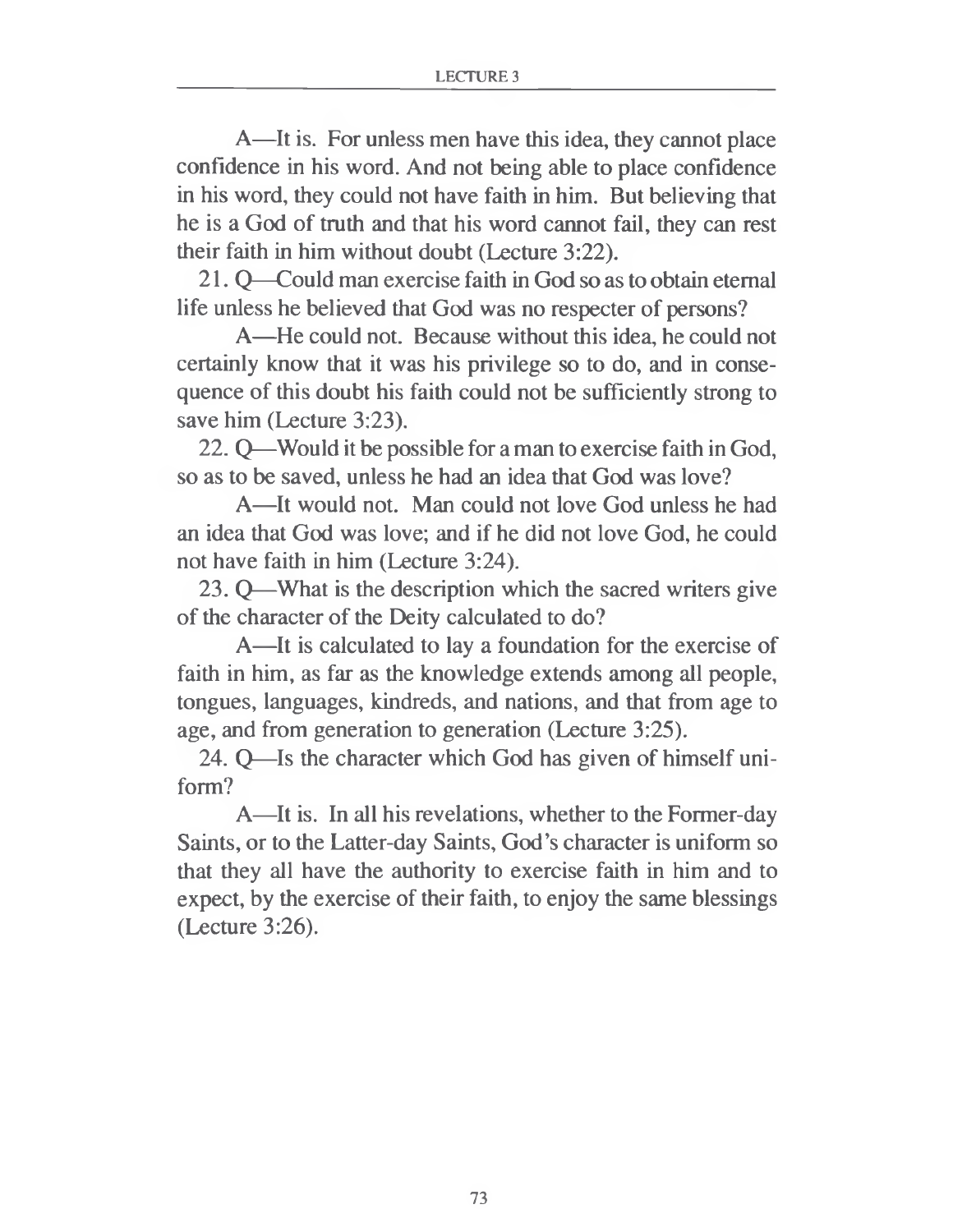A—It is. For unless men have this idea, they cannot place confidence in his word. And not being able to place confidence in his word, they could not have faith in him. But believing that he is a God of truth and that his word cannot fail, they can rest their faith in him without doubt (Lecture 3:22).

21. Q—Could man exercise faith in God so as to obtain eternal life unless he believed that God was no respecter of persons?

A—He could not. Because without this idea, he could not certainly know that it was his privilege so to do, and in consequence of this doubt his faith could not be sufficiently strong to save him (Lecture 3:23).

22. Q—Would it be possible for a man to exercise faith in God, so as to be saved, unless he had an idea that God was love?

A—It would not. Man could not love God unless he had an idea that God was love; and if he did not love God, he could not have faith in him (Lecture 3:24).

23. Q—What is the description which the sacred writers give of the character of the Deity calculated to do?

A—It is calculated to lay a foundation for the exercise of faith in him, as far as the knowledge extends among all people, tongues, languages, kindreds, and nations, and that from age to age, and from generation to generation (Lecture 3:25).

24. Q—Is the character which God has given of himself uniform?

A—It is. In all his revelations, whether to the Former-day Saints, or to the Latter-day Saints, God's character is uniform so that they all have the authority to exercise faith in him and to expect, by the exercise of their faith, to enjoy the same blessings (Lecture 3:26).